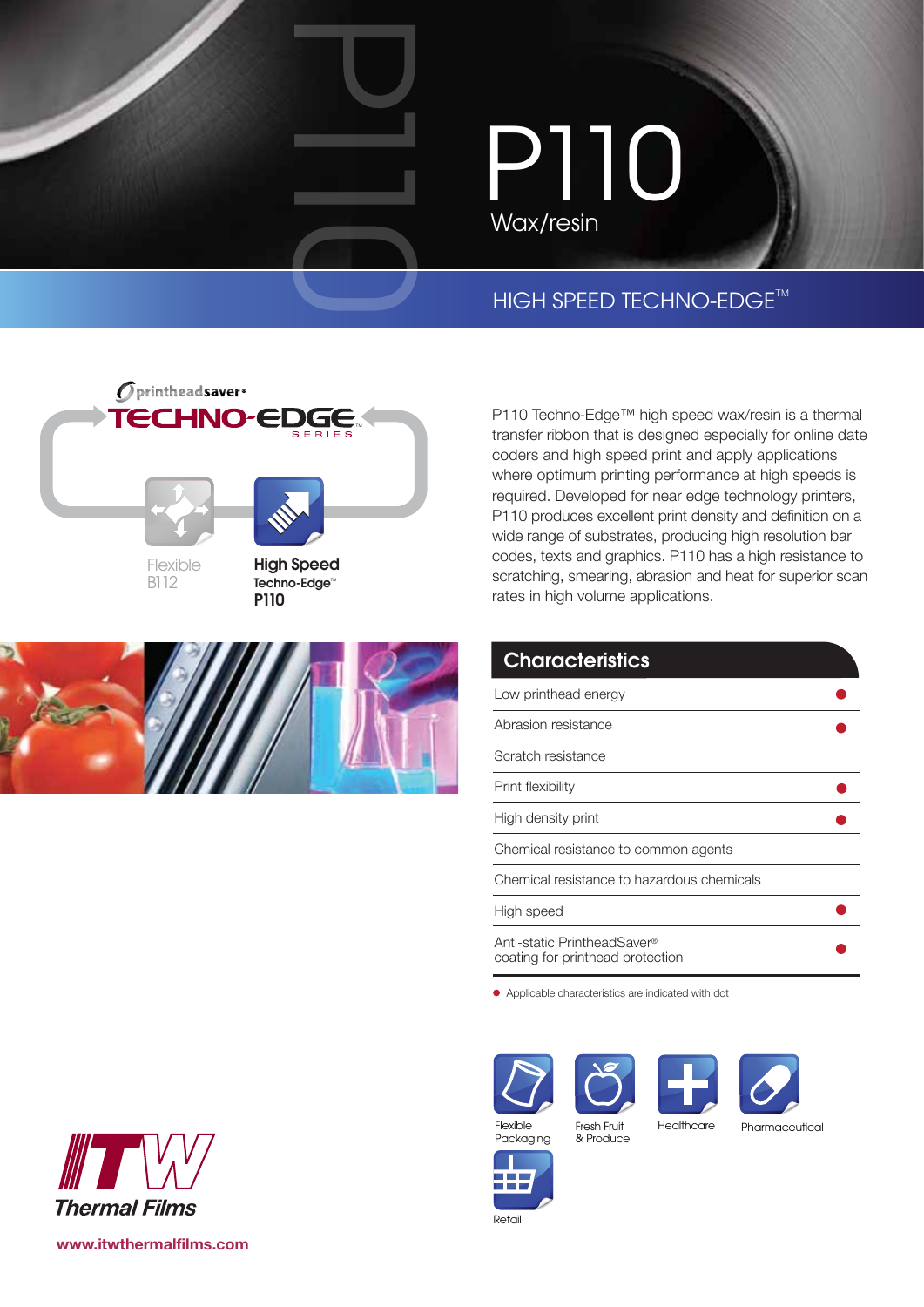# P110

Wax/resin

## HIGH SPEED TECHNO-EDGE™

printheadsaver® TECHNO-EDGE™ SERIES

Flexible B112

**High Speed Techno-Edge™ P110**

P110 Techno-Edge™ high speed wax/resin is a thermal transfer ribbon that is designed especially for online date coders and high speed print and apply applications where optimum printing performance at high speeds is required. Developed for near edge technology printers, P110 produces excellent print density and definition on a wide range of substrates, producing high resolution bar codes, texts and graphics. P110 has a high resistance to scratching, smearing, abrasion and heat for superior scan rates in high volume applications.

## Characteristics

| Characteristic | |
|---|---|
| Low printhead energy | ● |
| Abrasion resistance | ● |
| Scratch resistance | |
| Print flexibility | ● |
| High density print | ● |
| Chemical resistance to common agents | |
| Chemical resistance to hazardous chemicals | |
| High speed | ● |
| Anti-static PrintheadSaver® coating for printhead protection | ● |

● Applicable characteristics are indicated with dot

Flexible Packaging | Fresh Fruit & Produce | Healthcare | Pharmaceutical | Retail

ITW Thermal Films

www.itwthermalfilms.com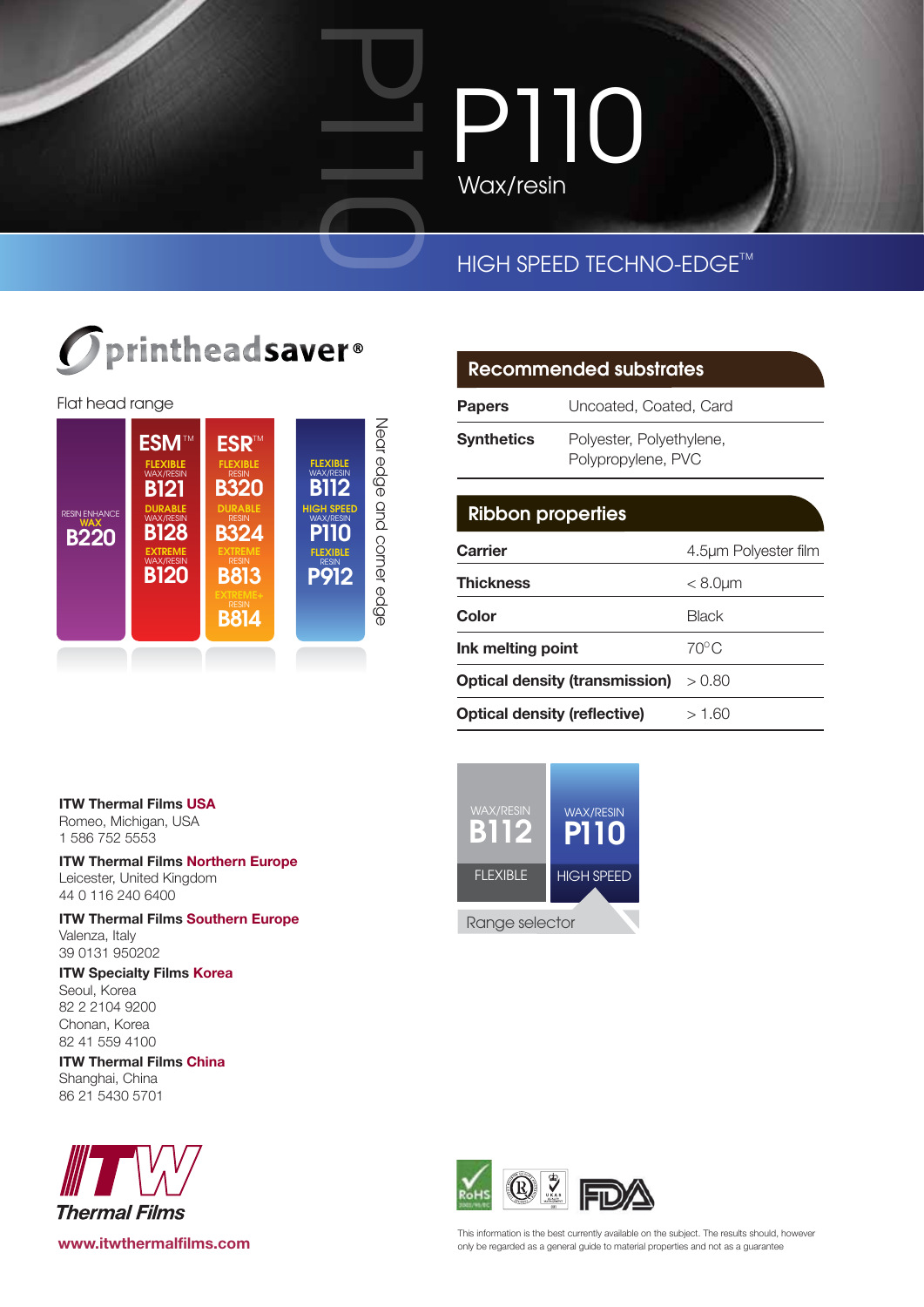# P110

Wax/resin

## HIGH SPEED TECHNO-EDGE™

printheadsaver®

Flat head range

RESIN ENHANCE WAX
B220

ESM™
FLEXIBLE WAX/RESIN
B121
DURABLE WAX/RESIN
B128
EXTREME WAX/RESIN
B120

ESR™
FLEXIBLE RESIN
B320
DURABLE RESIN
B324
EXTREME RESIN
B813
EXTREME+ RESIN
B814

FLEXIBLE WAX/RESIN
B112
HIGH SPEED WAX/RESIN
P110
FLEXIBLE RESIN
P912

Near edge and corner edge

## Recommended substrates

| | |
|---|---|
| **Papers** | Uncoated, Coated, Card |
| **Synthetics** | Polyester, Polyethylene, Polypropylene, PVC |

## Ribbon properties

| | |
|---|---|
| **Carrier** | 4.5µm Polyester film |
| **Thickness** | < 8.0µm |
| **Color** | Black |
| **Ink melting point** | 70°C |
| **Optical density (transmission)** | > 0.80 |
| **Optical density (reflective)** | > 1.60 |

WAX/RESIN
B112
FLEXIBLE

WAX/RESIN
P110
HIGH SPEED

Range selector

**ITW Thermal Films USA**
Romeo, Michigan, USA
1 586 752 5553

**ITW Thermal Films Northern Europe**
Leicester, United Kingdom
44 0 116 240 6400

**ITW Thermal Films Southern Europe**
Valenza, Italy
39 0131 950202

**ITW Specialty Films Korea**
Seoul, Korea
82 2 2104 9200
Chonan, Korea
82 41 559 4100

**ITW Thermal Films China**
Shanghai, China
86 21 5430 5701

ITW Thermal Films

www.itwthermalfilms.com

This information is the best currently available on the subject. The results should, however only be regarded as a general guide to material properties and not as a guarantee